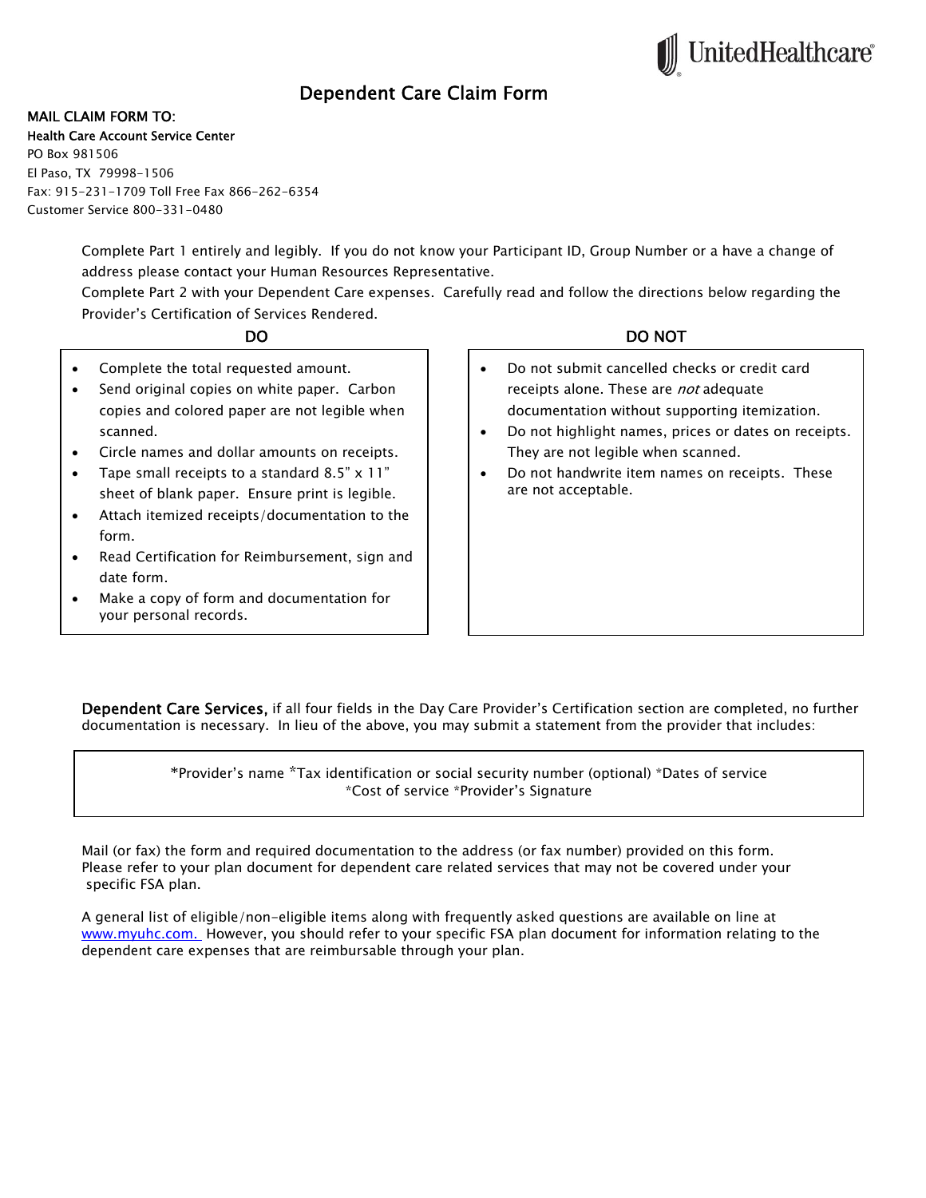UnitedHealthcare

# Dependent Care Claim Form

**MAIL CLAIM FORM TO:**

**Health Care Account Service Center**
PO Box 981506
El Paso, TX 79998-1506
Fax: 915-231-1709 Toll Free Fax 866-262-6354
Customer Service 800-331-0480

Complete Part 1 entirely and legibly. If you do not know your Participant ID, Group Number or a have a change of address please contact your Human Resources Representative.
Complete Part 2 with your Dependent Care expenses. Carefully read and follow the directions below regarding the Provider's Certification of Services Rendered.

| DO | DO NOT |
|---|---|
| • Complete the total requested amount.<br>• Send original copies on white paper. Carbon copies and colored paper are not legible when scanned.<br>• Circle names and dollar amounts on receipts.<br>• Tape small receipts to a standard 8.5" x 11" sheet of blank paper. Ensure print is legible.<br>• Attach itemized receipts/documentation to the form.<br>• Read Certification for Reimbursement, sign and date form.<br>• Make a copy of form and documentation for your personal records. | • Do not submit cancelled checks or credit card receipts alone. These are *not* adequate documentation without supporting itemization.<br>• Do not highlight names, prices or dates on receipts. They are not legible when scanned.<br>• Do not handwrite item names on receipts. These are not acceptable. |

**Dependent Care Services,** if all four fields in the Day Care Provider's Certification section are completed, no further documentation is necessary. In lieu of the above, you may submit a statement from the provider that includes:

*Provider's name *Tax identification or social security number (optional) *Dates of service *Cost of service *Provider's Signature

Mail (or fax) the form and required documentation to the address (or fax number) provided on this form. Please refer to your plan document for dependent care related services that may not be covered under your specific FSA plan.

A general list of eligible/non-eligible items along with frequently asked questions are available on line at www.myuhc.com. However, you should refer to your specific FSA plan document for information relating to the dependent care expenses that are reimbursable through your plan.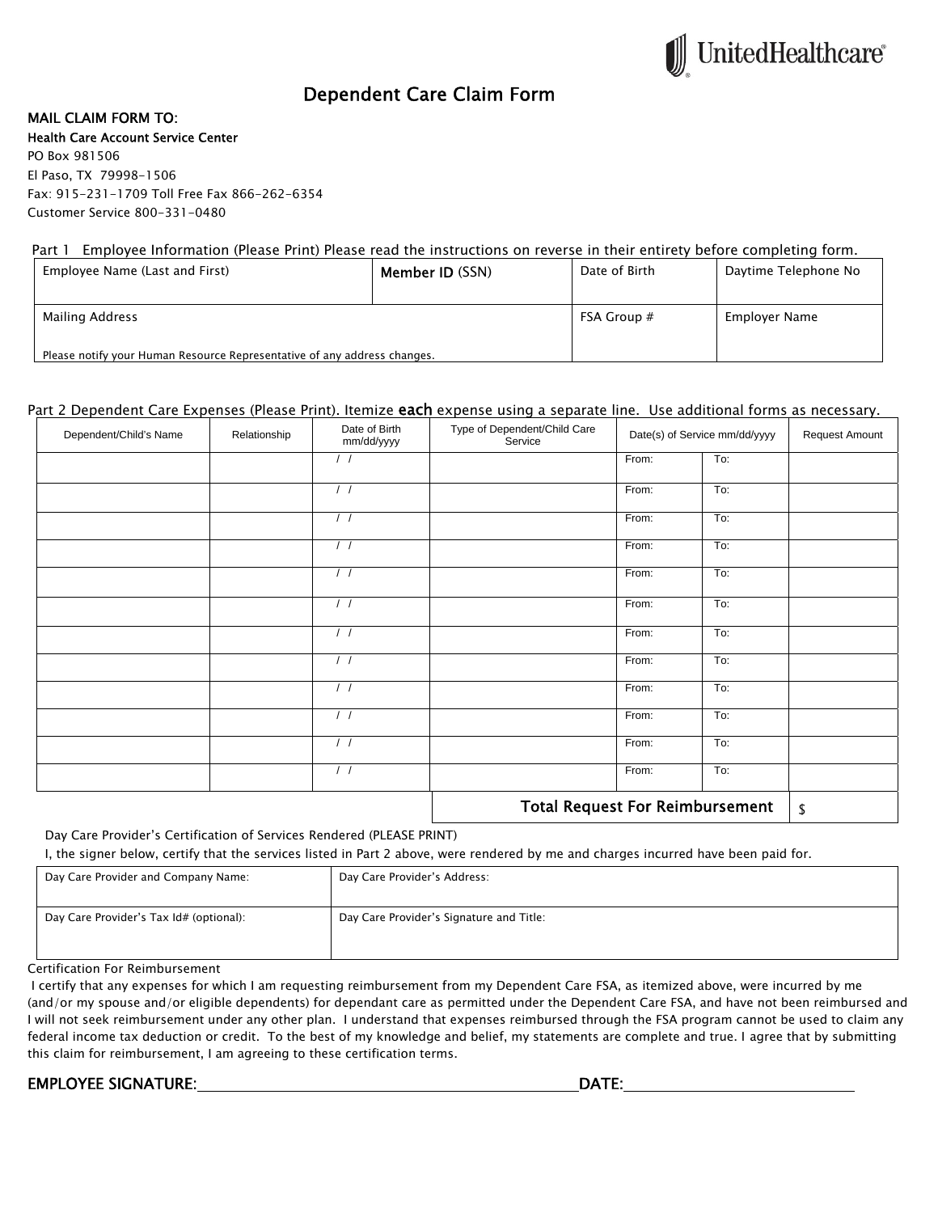UnitedHealthcare®

# Dependent Care Claim Form

**MAIL CLAIM FORM TO:**

**Health Care Account Service Center**
PO Box 981506
El Paso, TX 79998-1506
Fax: 915-231-1709 Toll Free Fax 866-262-6354
Customer Service 800-331-0480

Part 1 Employee Information (Please Print) Please read the instructions on reverse in their entirety before completing form.

| | | | |
|---|---|---|---|
| Employee Name (Last and First) | **Member ID** (SSN) | Date of Birth | Daytime Telephone No |
| Mailing Address<br><br>Please notify your Human Resource Representative of any address changes. | | FSA Group # | Employer Name |

Part 2 Dependent Care Expenses (Please Print). Itemize **each** expense using a separate line. Use additional forms as necessary.

| Dependent/Child's Name | Relationship | Date of Birth mm/dd/yyyy | Type of Dependent/Child Care Service | Date(s) of Service mm/dd/yyyy | | Request Amount |
|---|---|---|---|---|---|---|
| | | / / | | From: | To: | |
| | | / / | | From: | To: | |
| | | / / | | From: | To: | |
| | | / / | | From: | To: | |
| | | / / | | From: | To: | |
| | | / / | | From: | To: | |
| | | / / | | From: | To: | |
| | | / / | | From: | To: | |
| | | / / | | From: | To: | |
| | | / / | | From: | To: | |
| | | / / | | From: | To: | |
| | | / / | | From: | To: | |
| | | | **Total Request For Reimbursement** | | | $ |

Day Care Provider's Certification of Services Rendered (PLEASE PRINT)

I, the signer below, certify that the services listed in Part 2 above, were rendered by me and charges incurred have been paid for.

| | |
|---|---|
| Day Care Provider and Company Name: | Day Care Provider's Address: |
| Day Care Provider's Tax Id# (optional): | Day Care Provider's Signature and Title: |

Certification For Reimbursement

I certify that any expenses for which I am requesting reimbursement from my Dependent Care FSA, as itemized above, were incurred by me (and/or my spouse and/or eligible dependents) for dependant care as permitted under the Dependent Care FSA, and have not been reimbursed and I will not seek reimbursement under any other plan. I understand that expenses reimbursed through the FSA program cannot be used to claim any federal income tax deduction or credit. To the best of my knowledge and belief, my statements are complete and true. I agree that by submitting this claim for reimbursement, I am agreeing to these certification terms.

**EMPLOYEE SIGNATURE:**\_\_\_\_\_\_\_\_\_\_\_\_\_\_\_\_\_\_\_\_\_\_\_\_\_\_\_\_\_\_ **DATE:**\_\_\_\_\_\_\_\_\_\_\_\_\_\_\_\_\_\_\_\_